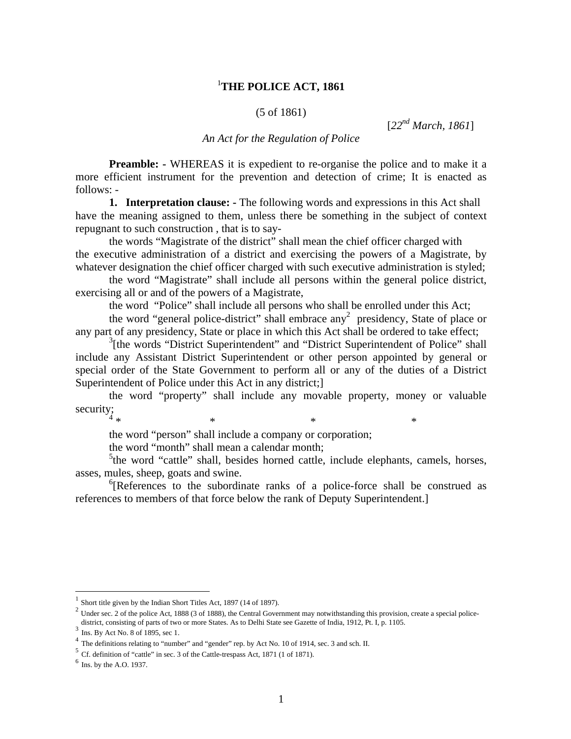# [1]THE POLICE ACT, 1861

(5 of 1861)

[*22nd March, 1861*]

*An Act for the Regulation of Police*

**Preamble: -** WHEREAS it is expedient to re-organise the police and to make it a more efficient instrument for the prevention and detection of crime; It is enacted as follows: -

**1. Interpretation clause: -** The following words and expressions in this Act shall have the meaning assigned to them, unless there be something in the subject of context repugnant to such construction , that is to say-

the words "Magistrate of the district" shall mean the chief officer charged with the executive administration of a district and exercising the powers of a Magistrate, by whatever designation the chief officer charged with such executive administration is styled;

the word "Magistrate" shall include all persons within the general police district, exercising all or and of the powers of a Magistrate,

the word "Police" shall include all persons who shall be enrolled under this Act;

the word "general police-district" shall embrace any[2] presidency, State of place or any part of any presidency, State or place in which this Act shall be ordered to take effect;

[3][the words "District Superintendent" and "District Superintendent of Police" shall include any Assistant District Superintendent or other person appointed by general or special order of the State Government to perform all or any of the duties of a District Superintendent of Police under this Act in any district;]

the word "property" shall include any movable property, money or valuable security;

[4] * * * *

the word "person" shall include a company or corporation;

the word "month" shall mean a calendar month;

[5]the word "cattle" shall, besides horned cattle, include elephants, camels, horses, asses, mules, sheep, goats and swine.

[6][References to the subordinate ranks of a police-force shall be construed as references to members of that force below the rank of Deputy Superintendent.]

---

[1] Short title given by the Indian Short Titles Act, 1897 (14 of 1897).

[2] Under sec. 2 of the police Act, 1888 (3 of 1888), the Central Government may notwithstanding this provision, create a special police-district, consisting of parts of two or more States. As to Delhi State see Gazette of India, 1912, Pt. I, p. 1105.

[3] Ins. By Act No. 8 of 1895, sec 1.

[4] The definitions relating to "number" and "gender" rep. by Act No. 10 of 1914, sec. 3 and sch. II.

[5] Cf. definition of "cattle" in sec. 3 of the Cattle-trespass Act, 1871 (1 of 1871).

[6] Ins. by the A.O. 1937.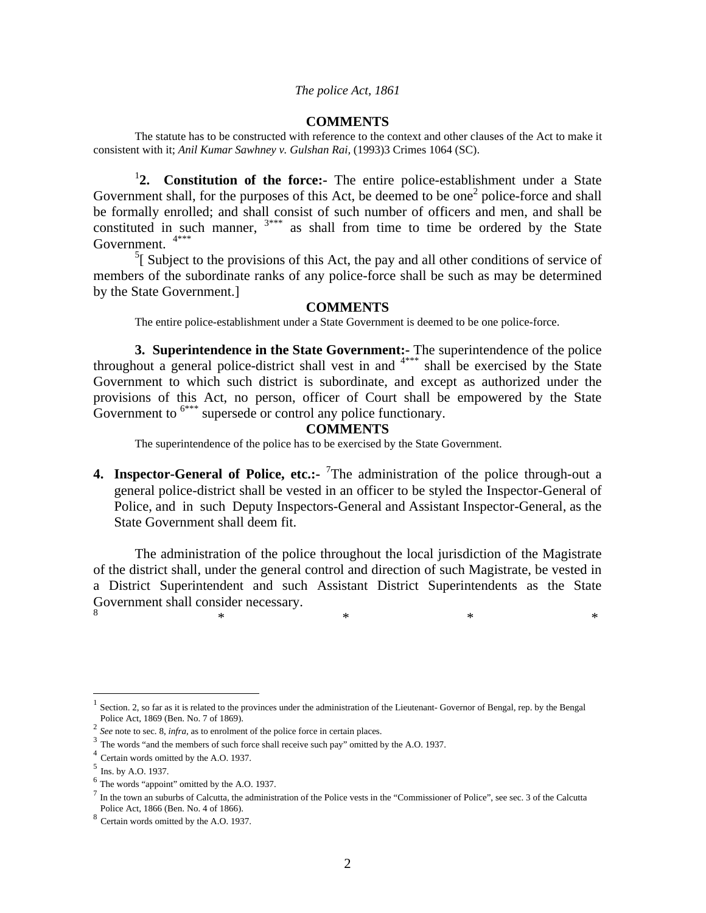### COMMENTS

The statute has to be constructed with reference to the context and other clauses of the Act to make it consistent with it; *Anil Kumar Sawhney v. Gulshan Rai*, (1993)3 Crimes 1064 (SC).

[1]**2. Constitution of the force:-** The entire police-establishment under a State Government shall, for the purposes of this Act, be deemed to be one[2] police-force and shall be formally enrolled; and shall consist of such number of officers and men, and shall be constituted in such manner, [3]*** as shall from time to time be ordered by the State Government. [4]***

[5][ Subject to the provisions of this Act, the pay and all other conditions of service of members of the subordinate ranks of any police-force shall be such as may be determined by the State Government.]

### COMMENTS

The entire police-establishment under a State Government is deemed to be one police-force.

**3. Superintendence in the State Government:-** The superintendence of the police throughout a general police-district shall vest in and [4]*** shall be exercised by the State Government to which such district is subordinate, and except as authorized under the provisions of this Act, no person, officer of Court shall be empowered by the State Government to [6]*** supersede or control any police functionary.

### COMMENTS

The superintendence of the police has to be exercised by the State Government.

**4. Inspector-General of Police, etc.:-** [7]The administration of the police through-out a general police-district shall be vested in an officer to be styled the Inspector-General of Police, and in such Deputy Inspectors-General and Assistant Inspector-General, as the State Government shall deem fit.

The administration of the police throughout the local jurisdiction of the Magistrate of the district shall, under the general control and direction of such Magistrate, be vested in a District Superintendent and such Assistant District Superintendents as the State Government shall consider necessary.

[8] * * * *

---

[1] Section. 2, so far as it is related to the provinces under the administration of the Lieutenant- Governor of Bengal, rep. by the Bengal Police Act, 1869 (Ben. No. 7 of 1869).

[2] *See* note to sec. 8, *infra*, as to enrolment of the police force in certain places.

[3] The words "and the members of such force shall receive such pay" omitted by the A.O. 1937.

[4] Certain words omitted by the A.O. 1937.

[5] Ins. by A.O. 1937.

[6] The words "appoint" omitted by the A.O. 1937.

[7] In the town an suburbs of Calcutta, the administration of the Police vests in the "Commissioner of Police", see sec. 3 of the Calcutta Police Act, 1866 (Ben. No. 4 of 1866).

[8] Certain words omitted by the A.O. 1937.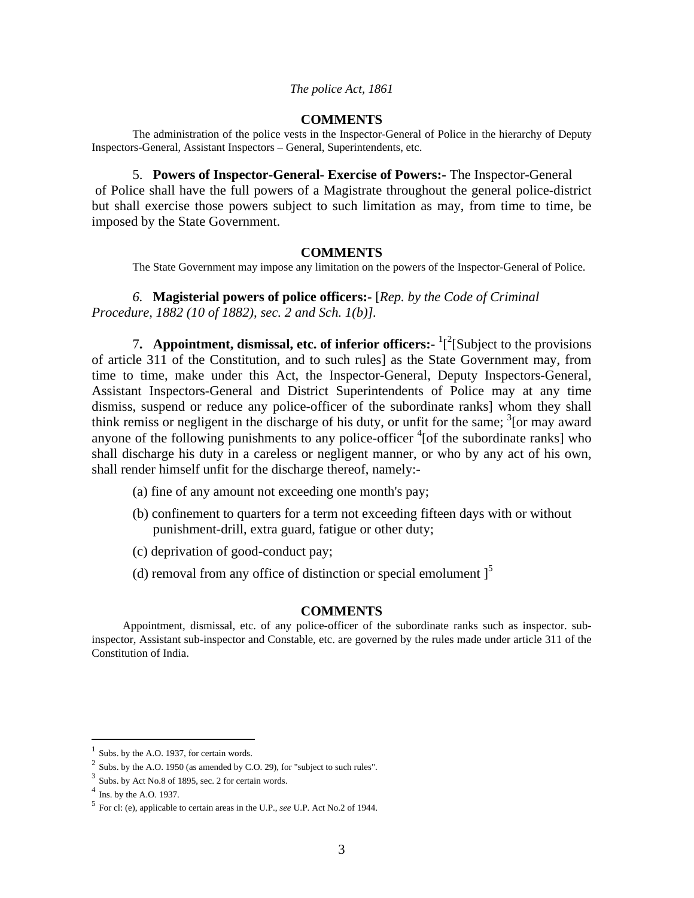### COMMENTS

The administration of the police vests in the Inspector-General of Police in the hierarchy of Deputy Inspectors-General, Assistant Inspectors – General, Superintendents, etc.

5. **Powers of Inspector-General- Exercise of Powers:-** The Inspector-General of Police shall have the full powers of a Magistrate throughout the general police-district but shall exercise those powers subject to such limitation as may, from time to time, be imposed by the State Government.

### COMMENTS

The State Government may impose any limitation on the powers of the Inspector-General of Police.

*6.* **Magisterial powers of police officers:-** [*Rep. by the Code of Criminal Procedure, 1882 (10 of 1882), sec. 2 and Sch. 1(b)].*

7. **Appointment, dismissal, etc. of inferior officers:-** [1][[2][Subject to the provisions of article 311 of the Constitution, and to such rules] as the State Government may, from time to time, make under this Act, the Inspector-General, Deputy Inspectors-General, Assistant Inspectors-General and District Superintendents of Police may at any time dismiss, suspend or reduce any police-officer of the subordinate ranks] whom they shall think remiss or negligent in the discharge of his duty, or unfit for the same; [3][or may award anyone of the following punishments to any police-officer [4][of the subordinate ranks] who shall discharge his duty in a careless or negligent manner, or who by any act of his own, shall render himself unfit for the discharge thereof, namely:-

(a) fine of any amount not exceeding one month's pay;

(b) confinement to quarters for a term not exceeding fifteen days with or without punishment-drill, extra guard, fatigue or other duty;

(c) deprivation of good-conduct pay;

(d) removal from any office of distinction or special emolument ][5]

### COMMENTS

Appointment, dismissal, etc. of any police-officer of the subordinate ranks such as inspector. sub-inspector, Assistant sub-inspector and Constable, etc. are governed by the rules made under article 311 of the Constitution of India.

---

[1] Subs. by the A.O. 1937, for certain words.

[2] Subs. by the A.O. 1950 (as amended by C.O. 29), for "subject to such rules".

[3] Subs. by Act No.8 of 1895, sec. 2 for certain words.

[4] Ins. by the A.O. 1937.

[5] For cl: (e), applicable to certain areas in the U.P., *see* U.P. Act No.2 of 1944.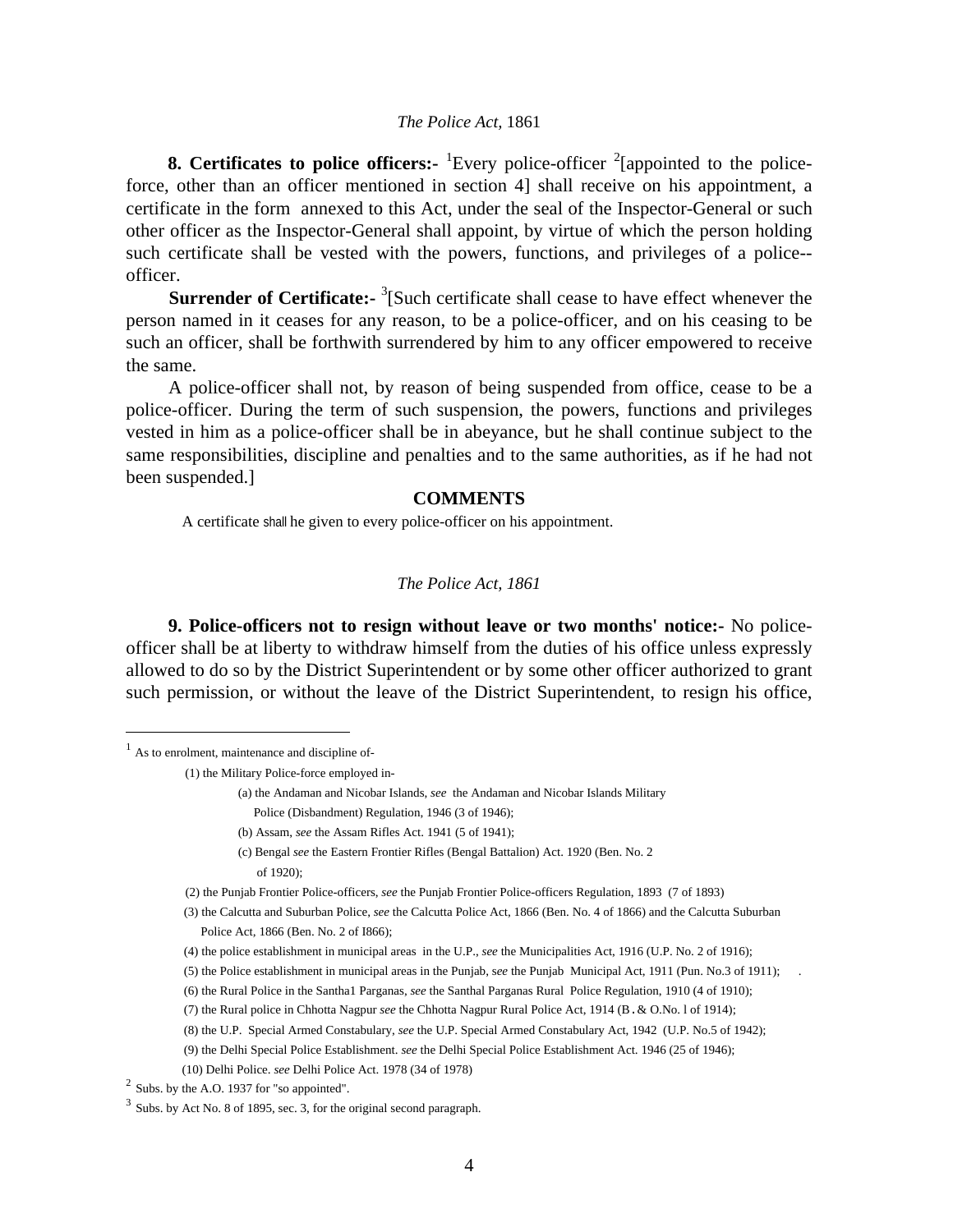**8. Certificates to police officers:-** [1]Every police-officer [2][appointed to the police-force, other than an officer mentioned in section 4] shall receive on his appointment, a certificate in the form annexed to this Act, under the seal of the Inspector-General or such other officer as the Inspector-General shall appoint, by virtue of which the person holding such certificate shall be vested with the powers, functions, and privileges of a police--officer.

**Surrender of Certificate:-** [3][Such certificate shall cease to have effect whenever the person named in it ceases for any reason, to be a police-officer, and on his ceasing to be such an officer, shall be forthwith surrendered by him to any officer empowered to receive the same.

A police-officer shall not, by reason of being suspended from office, cease to be a police-officer. During the term of such suspension, the powers, functions and privileges vested in him as a police-officer shall be in abeyance, but he shall continue subject to the same responsibilities, discipline and penalties and to the same authorities, as if he had not been suspended.]

**COMMENTS**

A certificate shall he given to every police-officer on his appointment.

*The Police Act, 1861*

**9. Police-officers not to resign without leave or two months' notice:-** No police-officer shall be at liberty to withdraw himself from the duties of his office unless expressly allowed to do so by the District Superintendent or by some other officer authorized to grant such permission, or without the leave of the District Superintendent, to resign his office,

---

[1] As to enrolment, maintenance and discipline of-

(1) the Military Police-force employed in-

(a) the Andaman and Nicobar Islands, *see* the Andaman and Nicobar Islands Military Police (Disbandment) Regulation, 1946 (3 of 1946);

(b) Assam, *see* the Assam Rifles Act. 1941 (5 of 1941);

(c) Bengal *see* the Eastern Frontier Rifles (Bengal Battalion) Act. 1920 (Ben. No. 2 of 1920);

(2) the Punjab Frontier Police-officers, *see* the Punjab Frontier Police-officers Regulation, 1893 (7 of 1893)

(3) the Calcutta and Suburban Police, *see* the Calcutta Police Act, 1866 (Ben. No. 4 of 1866) and the Calcutta Suburban Police Act, 1866 (Ben. No. 2 of I866);

(4) the police establishment in municipal areas in the U.P., *see* the Municipalities Act, 1916 (U.P. No. 2 of 1916);

(5) the Police establishment in municipal areas in the Punjab, *see* the Punjab Municipal Act, 1911 (Pun. No.3 of 1911);

(6) the Rural Police in the Santha1 Parganas, *see* the Santhal Parganas Rural Police Regulation, 1910 (4 of 1910);

(7) the Rural police in Chhotta Nagpur *see* the Chhotta Nagpur Rural Police Act, 1914 (B. & O.No. l of 1914);

(8) the U.P. Special Armed Constabulary, *see* the U.P. Special Armed Constabulary Act, 1942 (U.P. No.5 of 1942);

(9) the Delhi Special Police Establishment. *see* the Delhi Special Police Establishment Act. 1946 (25 of 1946);

(10) Delhi Police. *see* Delhi Police Act. 1978 (34 of 1978)

[2] Subs. by the A.O. 1937 for "so appointed".

[3] Subs. by Act No. 8 of 1895, sec. 3, for the original second paragraph.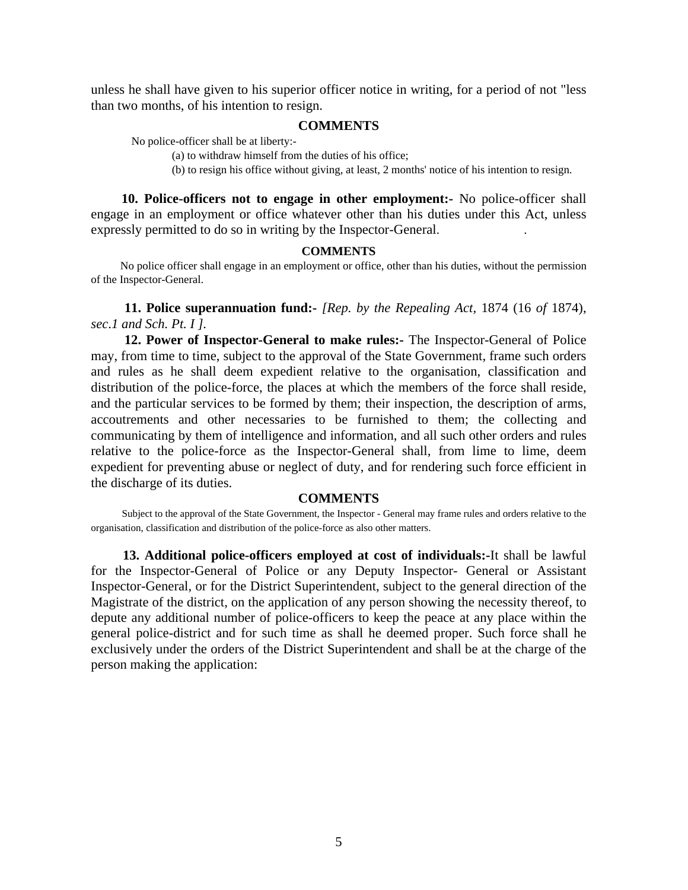unless he shall have given to his superior officer notice in writing, for a period of not "less than two months, of his intention to resign.

**COMMENTS**

No police-officer shall be at liberty:-

(a) to withdraw himself from the duties of his office;

(b) to resign his office without giving, at least, 2 months' notice of his intention to resign.

**10. Police-officers not to engage in other employment:-** No police-officer shall engage in an employment or office whatever other than his duties under this Act, unless expressly permitted to do so in writing by the Inspector-General.

**COMMENTS**

No police officer shall engage in an employment or office, other than his duties, without the permission of the Inspector-General.

**11. Police superannuation fund:-** *[Rep. by the Repealing Act,* 1874 (16 *of* 1874), *sec.1 and Sch. Pt. I ].*

**12. Power of Inspector-General to make rules:-** The Inspector-General of Police may, from time to time, subject to the approval of the State Government, frame such orders and rules as he shall deem expedient relative to the organisation, classification and distribution of the police-force, the places at which the members of the force shall reside, and the particular services to be formed by them; their inspection, the description of arms, accoutrements and other necessaries to be furnished to them; the collecting and communicating by them of intelligence and information, and all such other orders and rules relative to the police-force as the Inspector-General shall, from lime to lime, deem expedient for preventing abuse or neglect of duty, and for rendering such force efficient in the discharge of its duties.

**COMMENTS**

Subject to the approval of the State Government, the Inspector - General may frame rules and orders relative to the organisation, classification and distribution of the police-force as also other matters.

**13. Additional police-officers employed at cost of individuals:-**It shall be lawful for the Inspector-General of Police or any Deputy Inspector- General or Assistant Inspector-General, or for the District Superintendent, subject to the general direction of the Magistrate of the district, on the application of any person showing the necessity thereof, to depute any additional number of police-officers to keep the peace at any place within the general police-district and for such time as shall he deemed proper. Such force shall he exclusively under the orders of the District Superintendent and shall be at the charge of the person making the application: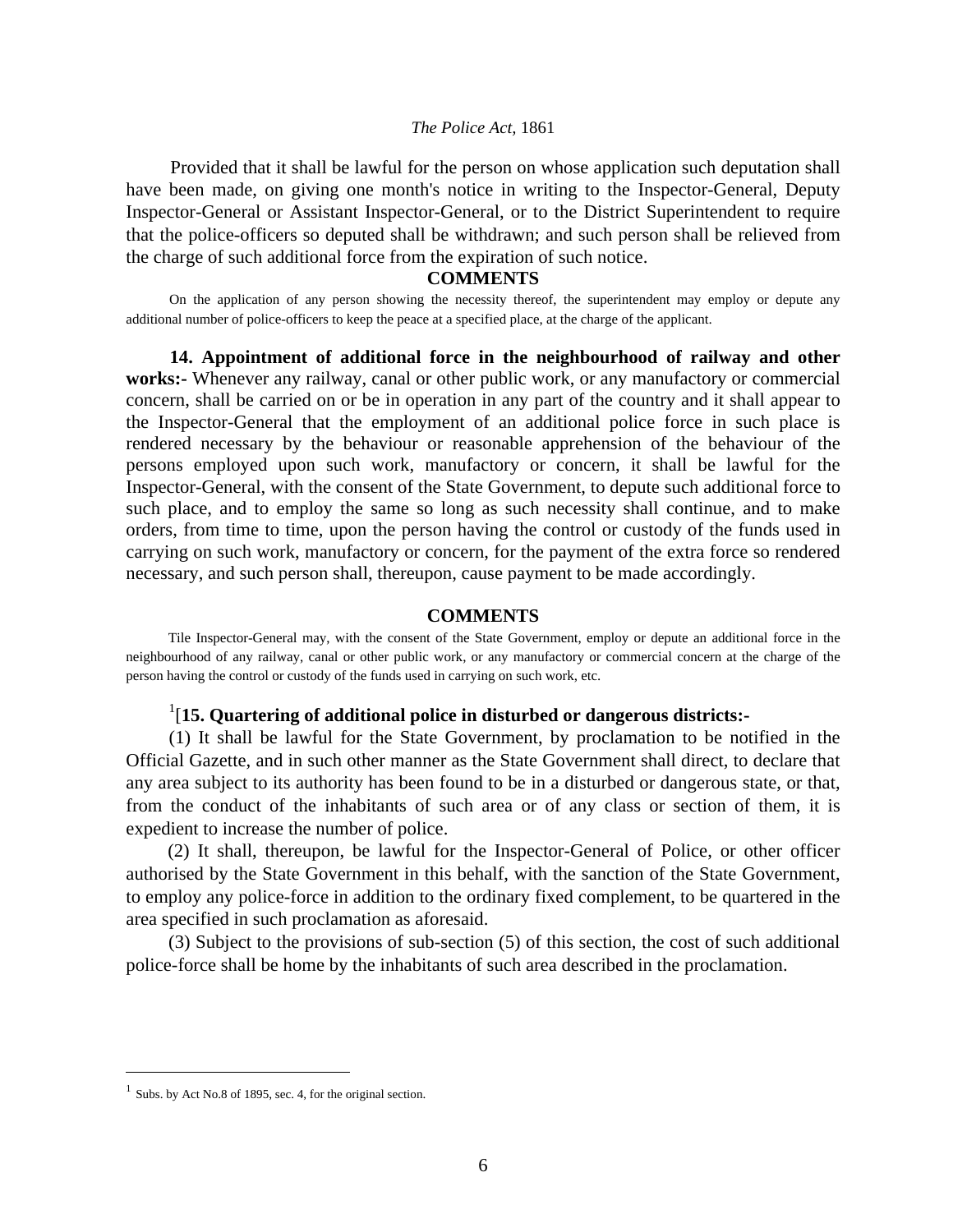Provided that it shall be lawful for the person on whose application such deputation shall have been made, on giving one month's notice in writing to the Inspector-General, Deputy Inspector-General or Assistant Inspector-General, or to the District Superintendent to require that the police-officers so deputed shall be withdrawn; and such person shall be relieved from the charge of such additional force from the expiration of such notice.

**COMMENTS**

On the application of any person showing the necessity thereof, the superintendent may employ or depute any additional number of police-officers to keep the peace at a specified place, at the charge of the applicant.

**14. Appointment of additional force in the neighbourhood of railway and other works:-** Whenever any railway, canal or other public work, or any manufactory or commercial concern, shall be carried on or be in operation in any part of the country and it shall appear to the Inspector-General that the employment of an additional police force in such place is rendered necessary by the behaviour or reasonable apprehension of the behaviour of the persons employed upon such work, manufactory or concern, it shall be lawful for the Inspector-General, with the consent of the State Government, to depute such additional force to such place, and to employ the same so long as such necessity shall continue, and to make orders, from time to time, upon the person having the control or custody of the funds used in carrying on such work, manufactory or concern, for the payment of the extra force so rendered necessary, and such person shall, thereupon, cause payment to be made accordingly.

**COMMENTS**

Tile Inspector-General may, with the consent of the State Government, employ or depute an additional force in the neighbourhood of any railway, canal or other public work, or any manufactory or commercial concern at the charge of the person having the control or custody of the funds used in carrying on such work, etc.

[1][**15. Quartering of additional police in disturbed or dangerous districts:-**

(1) It shall be lawful for the State Government, by proclamation to be notified in the Official Gazette, and in such other manner as the State Government shall direct, to declare that any area subject to its authority has been found to be in a disturbed or dangerous state, or that, from the conduct of the inhabitants of such area or of any class or section of them, it is expedient to increase the number of police.

(2) It shall, thereupon, be lawful for the Inspector-General of Police, or other officer authorised by the State Government in this behalf, with the sanction of the State Government, to employ any police-force in addition to the ordinary fixed complement, to be quartered in the area specified in such proclamation as aforesaid.

(3) Subject to the provisions of sub-section (5) of this section, the cost of such additional police-force shall be home by the inhabitants of such area described in the proclamation.

---

[1] Subs. by Act No.8 of 1895, sec. 4, for the original section.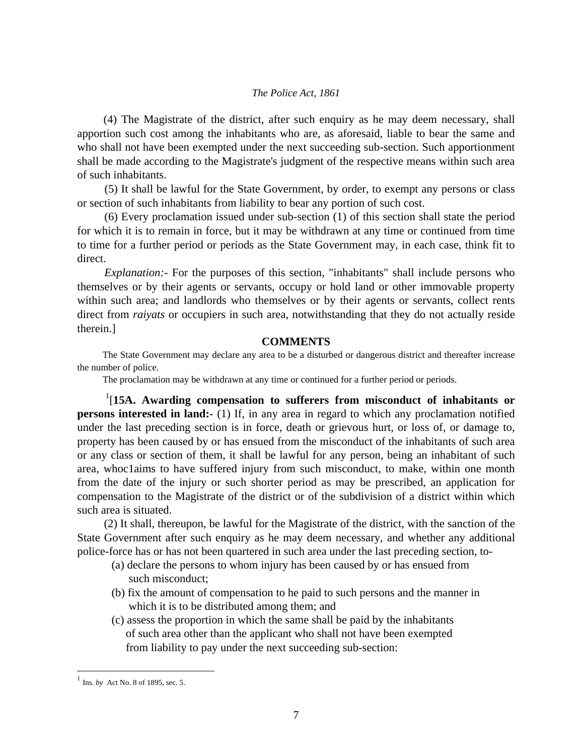(4) The Magistrate of the district, after such enquiry as he may deem necessary, shall apportion such cost among the inhabitants who are, as aforesaid, liable to bear the same and who shall not have been exempted under the next succeeding sub-section. Such apportionment shall be made according to the Magistrate's judgment of the respective means within such area of such inhabitants.

(5) It shall be lawful for the State Government, by order, to exempt any persons or class or section of such inhabitants from liability to bear any portion of such cost.

(6) Every proclamation issued under sub-section (1) of this section shall state the period for which it is to remain in force, but it may be withdrawn at any time or continued from time to time for a further period or periods as the State Government may, in each case, think fit to direct.

*Explanation:-* For the purposes of this section, "inhabitants" shall include persons who themselves or by their agents or servants, occupy or hold land or other immovable property within such area; and landlords who themselves or by their agents or servants, collect rents direct from *raiyats* or occupiers in such area, notwithstanding that they do not actually reside therein.]

**COMMENTS**

The State Government may declare any area to be a disturbed or dangerous district and thereafter increase the number of police.

The proclamation may be withdrawn at any time or continued for a further period or periods.

[1][**15A. Awarding compensation to sufferers from misconduct of inhabitants or persons interested in land:-** (1) If, in any area in regard to which any proclamation notified under the last preceding section is in force, death or grievous hurt, or loss of, or damage to, property has been caused by or has ensued from the misconduct of the inhabitants of such area or any class or section of them, it shall be lawful for any person, being an inhabitant of such area, whoc1aims to have suffered injury from such misconduct, to make, within one month from the date of the injury or such shorter period as may be prescribed, an application for compensation to the Magistrate of the district or of the subdivision of a district within which such area is situated.

(2) It shall, thereupon, be lawful for the Magistrate of the district, with the sanction of the State Government after such enquiry as he may deem necessary, and whether any additional police-force has or has not been quartered in such area under the last preceding section, to-

(a) declare the persons to whom injury has been caused by or has ensued from such misconduct;

(b) fix the amount of compensation to he paid to such persons and the manner in which it is to be distributed among them; and

(c) assess the proportion in which the same shall be paid by the inhabitants of such area other than the applicant who shall not have been exempted from liability to pay under the next succeeding sub-section:

[1] Ins. *by* Act No. 8 of 1895, sec. 5.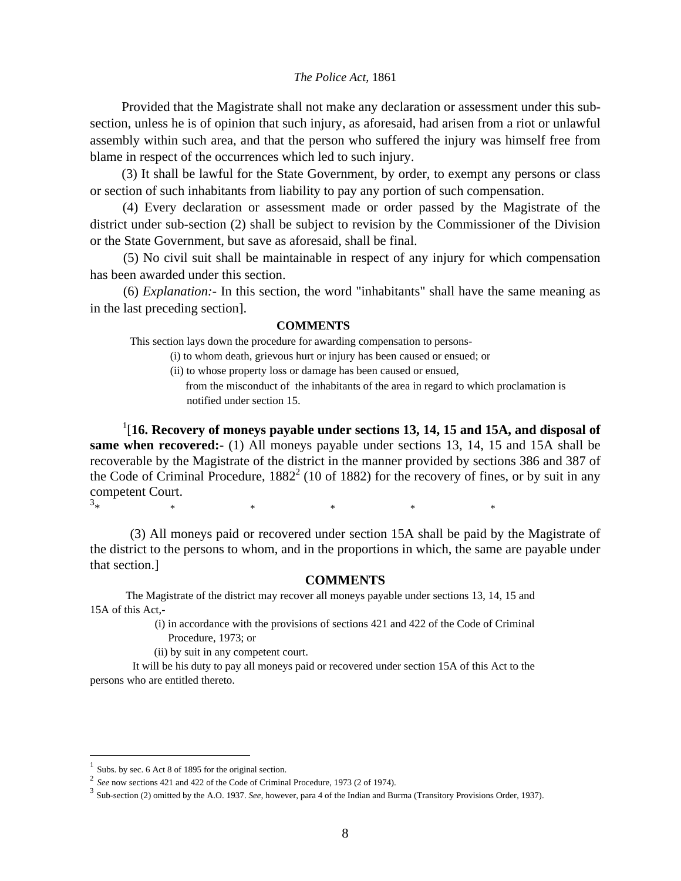Provided that the Magistrate shall not make any declaration or assessment under this sub-section, unless he is of opinion that such injury, as aforesaid, had arisen from a riot or unlawful assembly within such area, and that the person who suffered the injury was himself free from blame in respect of the occurrences which led to such injury.

(3) It shall be lawful for the State Government, by order, to exempt any persons or class or section of such inhabitants from liability to pay any portion of such compensation.

(4) Every declaration or assessment made or order passed by the Magistrate of the district under sub-section (2) shall be subject to revision by the Commissioner of the Division or the State Government, but save as aforesaid, shall be final.

(5) No civil suit shall be maintainable in respect of any injury for which compensation has been awarded under this section.

(6) *Explanation:-* In this section, the word "inhabitants" shall have the same meaning as in the last preceding section].

**COMMENTS**

This section lays down the procedure for awarding compensation to persons-

(i) to whom death, grievous hurt or injury has been caused or ensued; or

(ii) to whose property loss or damage has been caused or ensued,

from the misconduct of the inhabitants of the area in regard to which proclamation is notified under section 15.

[1][**16. Recovery of moneys payable under sections 13, 14, 15 and 15A, and disposal of same when recovered:-** (1) All moneys payable under sections 13, 14, 15 and 15A shall be recoverable by the Magistrate of the district in the manner provided by sections 386 and 387 of the Code of Criminal Procedure, 1882[2] (10 of 1882) for the recovery of fines, or by suit in any competent Court.

[3]* * * * * *

(3) All moneys paid or recovered under section 15A shall be paid by the Magistrate of the district to the persons to whom, and in the proportions in which, the same are payable under that section.]

**COMMENTS**

The Magistrate of the district may recover all moneys payable under sections 13, 14, 15 and 15A of this Act,-

(i) in accordance with the provisions of sections 421 and 422 of the Code of Criminal Procedure, 1973; or

(ii) by suit in any competent court.

It will be his duty to pay all moneys paid or recovered under section 15A of this Act to the persons who are entitled thereto.

---

[1] Subs. by sec. 6 Act 8 of 1895 for the original section.

[2] *See* now sections 421 and 422 of the Code of Criminal Procedure, 1973 (2 of 1974).

[3] Sub-section (2) omitted by the A.O. 1937. *See*, however, para 4 of the Indian and Burma (Transitory Provisions Order, 1937).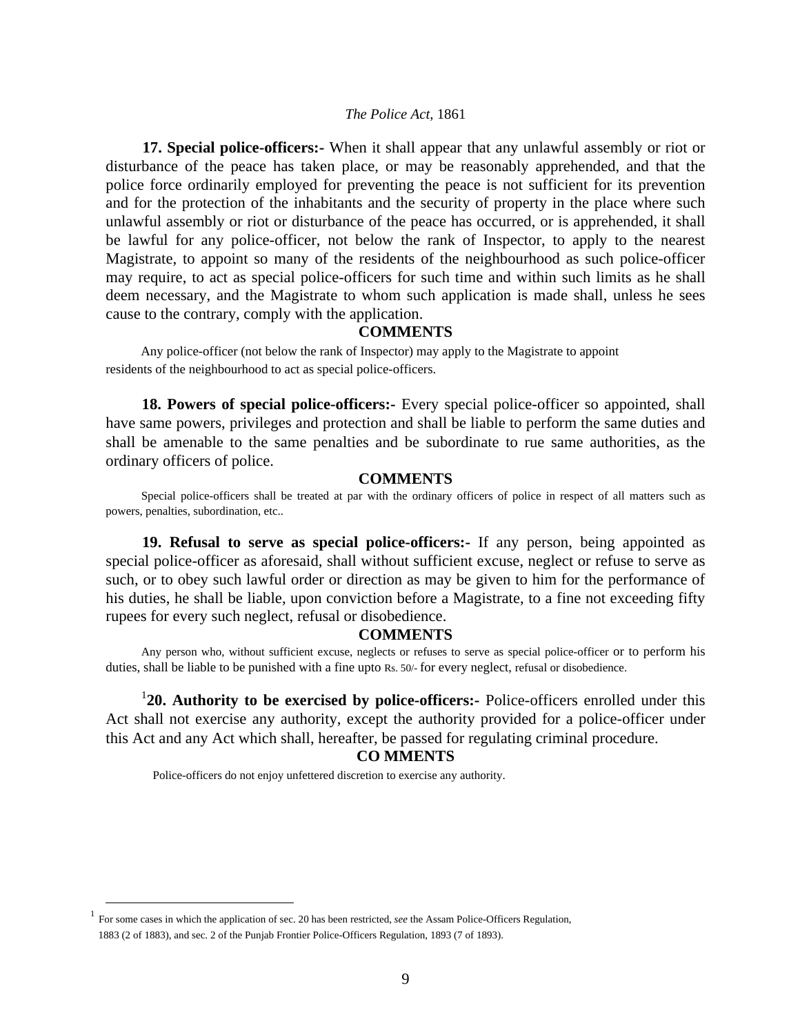**17. Special police-officers:-** When it shall appear that any unlawful assembly or riot or disturbance of the peace has taken place, or may be reasonably apprehended, and that the police force ordinarily employed for preventing the peace is not sufficient for its prevention and for the protection of the inhabitants and the security of property in the place where such unlawful assembly or riot or disturbance of the peace has occurred, or is apprehended, it shall be lawful for any police-officer, not below the rank of Inspector, to apply to the nearest Magistrate, to appoint so many of the residents of the neighbourhood as such police-officer may require, to act as special police-officers for such time and within such limits as he shall deem necessary, and the Magistrate to whom such application is made shall, unless he sees cause to the contrary, comply with the application.

**COMMENTS**

Any police-officer (not below the rank of Inspector) may apply to the Magistrate to appoint residents of the neighbourhood to act as special police-officers.

**18. Powers of special police-officers:-** Every special police-officer so appointed, shall have same powers, privileges and protection and shall be liable to perform the same duties and shall be amenable to the same penalties and be subordinate to rue same authorities, as the ordinary officers of police.

**COMMENTS**

Special police-officers shall be treated at par with the ordinary officers of police in respect of all matters such as powers, penalties, subordination, etc..

**19. Refusal to serve as special police-officers:-** If any person, being appointed as special police-officer as aforesaid, shall without sufficient excuse, neglect or refuse to serve as such, or to obey such lawful order or direction as may be given to him for the performance of his duties, he shall be liable, upon conviction before a Magistrate, to a fine not exceeding fifty rupees for every such neglect, refusal or disobedience.

**COMMENTS**

Any person who, without sufficient excuse, neglects or refuses to serve as special police-officer or to perform his duties, shall be liable to be punished with a fine upto Rs. 50/- for every neglect, refusal or disobedience.

[1]**20. Authority to be exercised by police-officers:-** Police-officers enrolled under this Act shall not exercise any authority, except the authority provided for a police-officer under this Act and any Act which shall, hereafter, be passed for regulating criminal procedure.

**CO MMENTS**

Police-officers do not enjoy unfettered discretion to exercise any authority.

---

[1] For some cases in which the application of sec. 20 has been restricted, *see* the Assam Police-Officers Regulation, 1883 (2 of 1883), and sec. 2 of the Punjab Frontier Police-Officers Regulation, 1893 (7 of 1893).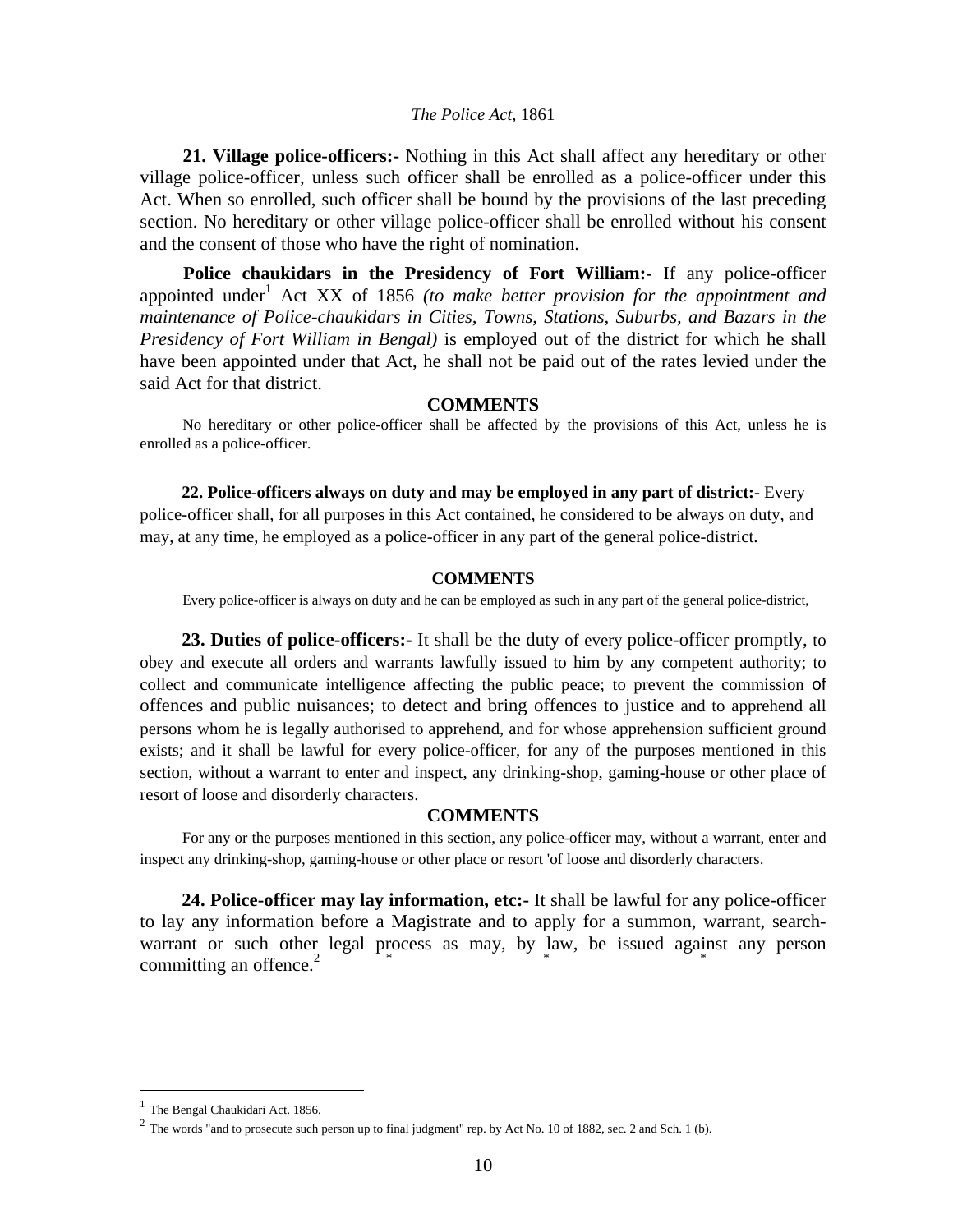**21. Village police-officers:-** Nothing in this Act shall affect any hereditary or other village police-officer, unless such officer shall be enrolled as a police-officer under this Act. When so enrolled, such officer shall be bound by the provisions of the last preceding section. No hereditary or other village police-officer shall be enrolled without his consent and the consent of those who have the right of nomination.

**Police chaukidars in the Presidency of Fort William:-** If any police-officer appointed under[1] Act XX of 1856 *(to make better provision for the appointment and maintenance of Police-chaukidars in Cities, Towns, Stations, Suburbs, and Bazars in the Presidency of Fort William in Bengal)* is employed out of the district for which he shall have been appointed under that Act, he shall not be paid out of the rates levied under the said Act for that district.

**COMMENTS**

No hereditary or other police-officer shall be affected by the provisions of this Act, unless he is enrolled as a police-officer.

**22. Police-officers always on duty and may be employed in any part of district:-** Every police-officer shall, for all purposes in this Act contained, he considered to be always on duty, and may, at any time, he employed as a police-officer in any part of the general police-district.

**COMMENTS**

Every police-officer is always on duty and he can be employed as such in any part of the general police-district,

**23. Duties of police-officers:-** It shall be the duty of every police-officer promptly, to obey and execute all orders and warrants lawfully issued to him by any competent authority; to collect and communicate intelligence affecting the public peace; to prevent the commission of offences and public nuisances; to detect and bring offences to justice and to apprehend all persons whom he is legally authorised to apprehend, and for whose apprehension sufficient ground exists; and it shall be lawful for every police-officer, for any of the purposes mentioned in this section, without a warrant to enter and inspect, any drinking-shop, gaming-house or other place of resort of loose and disorderly characters.

**COMMENTS**

For any or the purposes mentioned in this section, any police-officer may, without a warrant, enter and inspect any drinking-shop, gaming-house or other place or resort 'of loose and disorderly characters.

**24. Police-officer may lay information, etc:-** It shall be lawful for any police-officer to lay any information before a Magistrate and to apply for a summon, warrant, search-warrant or such other legal process as may, by law, be issued against any person committing an offence.[2] * * *

---

[1] The Bengal Chaukidari Act. 1856.

[2] The words "and to prosecute such person up to final judgment" rep. by Act No. 10 of 1882, sec. 2 and Sch. 1 (b).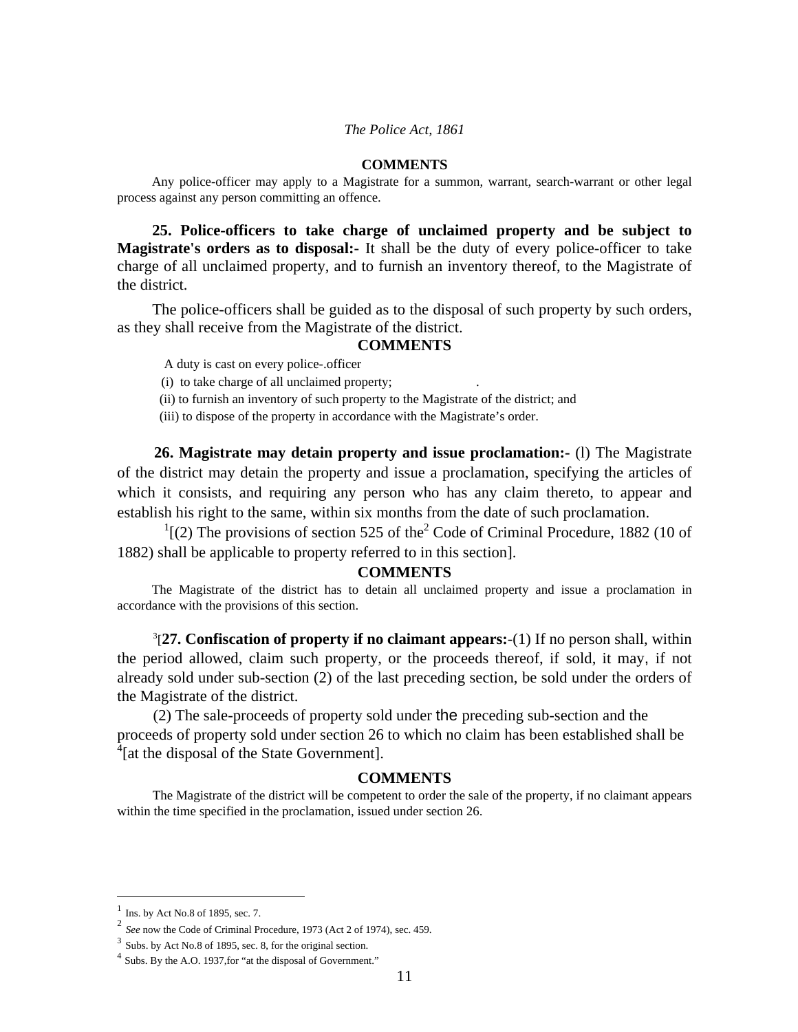**COMMENTS**

Any police-officer may apply to a Magistrate for a summon, warrant, search-warrant or other legal process against any person committing an offence.

**25. Police-officers to take charge of unclaimed property and be subject to Magistrate's orders as to disposal:-** It shall be the duty of every police-officer to take charge of all unclaimed property, and to furnish an inventory thereof, to the Magistrate of the district.

The police-officers shall be guided as to the disposal of such property by such orders, as they shall receive from the Magistrate of the district.

**COMMENTS**

A duty is cast on every police-.officer

(i) to take charge of all unclaimed property; .

(ii) to furnish an inventory of such property to the Magistrate of the district; and

(iii) to dispose of the property in accordance with the Magistrate's order.

**26. Magistrate may detain property and issue proclamation:-** (l) The Magistrate of the district may detain the property and issue a proclamation, specifying the articles of which it consists, and requiring any person who has any claim thereto, to appear and establish his right to the same, within six months from the date of such proclamation.

[1][(2) The provisions of section 525 of the[2] Code of Criminal Procedure, 1882 (10 of 1882) shall be applicable to property referred to in this section].

**COMMENTS**

The Magistrate of the district has to detain all unclaimed property and issue a proclamation in accordance with the provisions of this section.

[3][**27. Confiscation of property if no claimant appears:-**(1) If no person shall, within the period allowed, claim such property, or the proceeds thereof, if sold, it may, if not already sold under sub-section (2) of the last preceding section, be sold under the orders of the Magistrate of the district.

(2) The sale-proceeds of property sold under the preceding sub-section and the proceeds of property sold under section 26 to which no claim has been established shall be [4][at the disposal of the State Government].

**COMMENTS**

The Magistrate of the district will be competent to order the sale of the property, if no claimant appears within the time specified in the proclamation, issued under section 26.

---

[1] Ins. by Act No.8 of 1895, sec. 7.

[2] *See* now the Code of Criminal Procedure, 1973 (Act 2 of 1974), sec. 459.

[3] Subs. by Act No.8 of 1895, sec. 8, for the original section.

[4] Subs. By the A.O. 1937,for "at the disposal of Government."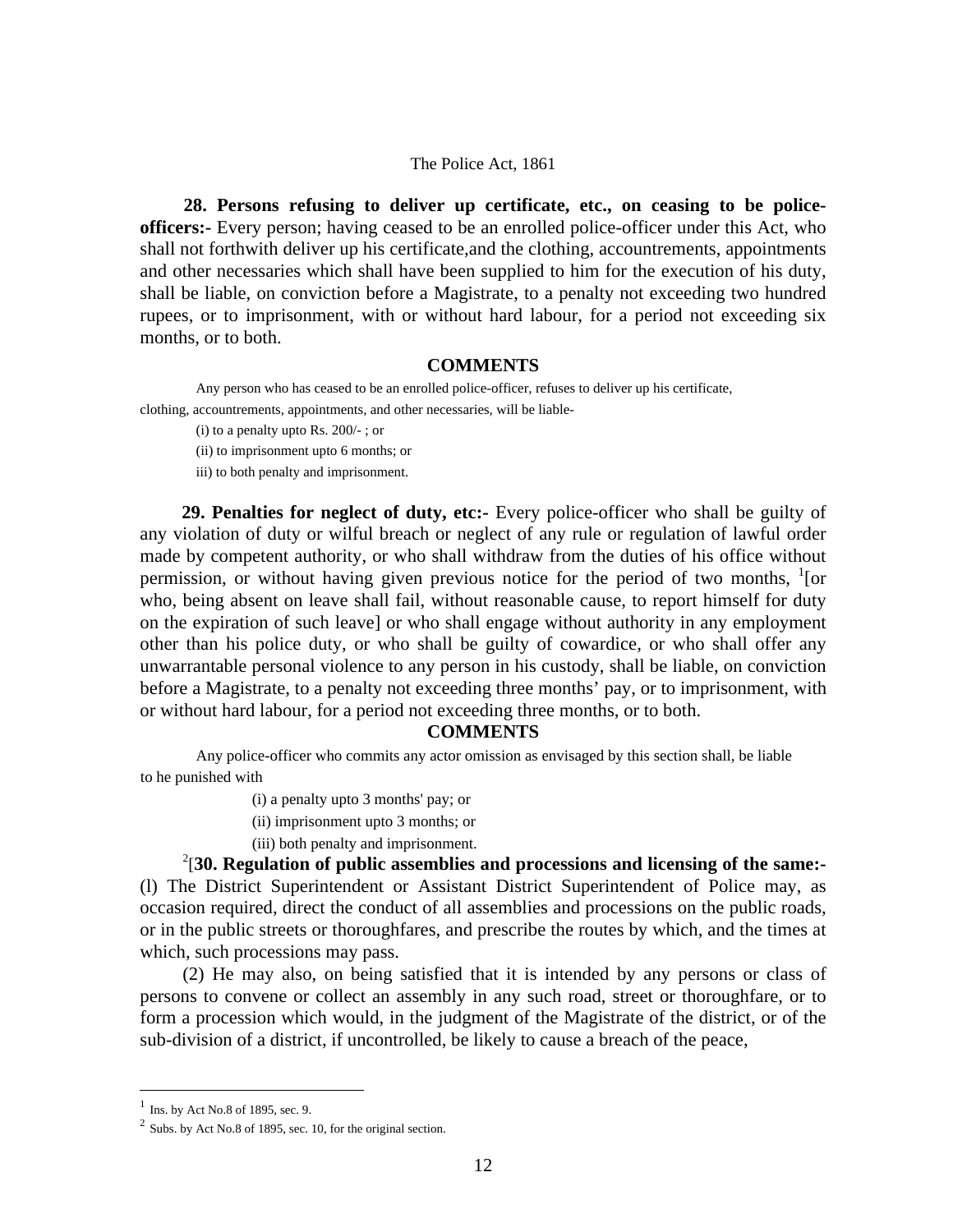**28. Persons refusing to deliver up certificate, etc., on ceasing to be police-officers:-** Every person; having ceased to be an enrolled police-officer under this Act, who shall not forthwith deliver up his certificate,and the clothing, accountrements, appointments and other necessaries which shall have been supplied to him for the execution of his duty, shall be liable, on conviction before a Magistrate, to a penalty not exceeding two hundred rupees, or to imprisonment, with or without hard labour, for a period not exceeding six months, or to both.

**COMMENTS**

Any person who has ceased to be an enrolled police-officer, refuses to deliver up his certificate, clothing, accountrements, appointments, and other necessaries, will be liable-

(i) to a penalty upto Rs. 200/- ; or

(ii) to imprisonment upto 6 months; or

iii) to both penalty and imprisonment.

**29. Penalties for neglect of duty, etc:-** Every police-officer who shall be guilty of any violation of duty or wilful breach or neglect of any rule or regulation of lawful order made by competent authority, or who shall withdraw from the duties of his office without permission, or without having given previous notice for the period of two months, [1][or who, being absent on leave shall fail, without reasonable cause, to report himself for duty on the expiration of such leave] or who shall engage without authority in any employment other than his police duty, or who shall be guilty of cowardice, or who shall offer any unwarrantable personal violence to any person in his custody, shall be liable, on conviction before a Magistrate, to a penalty not exceeding three months' pay, or to imprisonment, with or without hard labour, for a period not exceeding three months, or to both.

**COMMENTS**

Any police-officer who commits any actor omission as envisaged by this section shall, be liable to he punished with

(i) a penalty upto 3 months' pay; or

(ii) imprisonment upto 3 months; or

(iii) both penalty and imprisonment.

[2][**30. Regulation of public assemblies and processions and licensing of the same:-** (l) The District Superintendent or Assistant District Superintendent of Police may, as occasion required, direct the conduct of all assemblies and processions on the public roads, or in the public streets or thoroughfares, and prescribe the routes by which, and the times at which, such processions may pass.

(2) He may also, on being satisfied that it is intended by any persons or class of persons to convene or collect an assembly in any such road, street or thoroughfare, or to form a procession which would, in the judgment of the Magistrate of the district, or of the sub-division of a district, if uncontrolled, be likely to cause a breach of the peace,

---

[1] Ins. by Act No.8 of 1895, sec. 9.

[2] Subs. by Act No.8 of 1895, sec. 10, for the original section.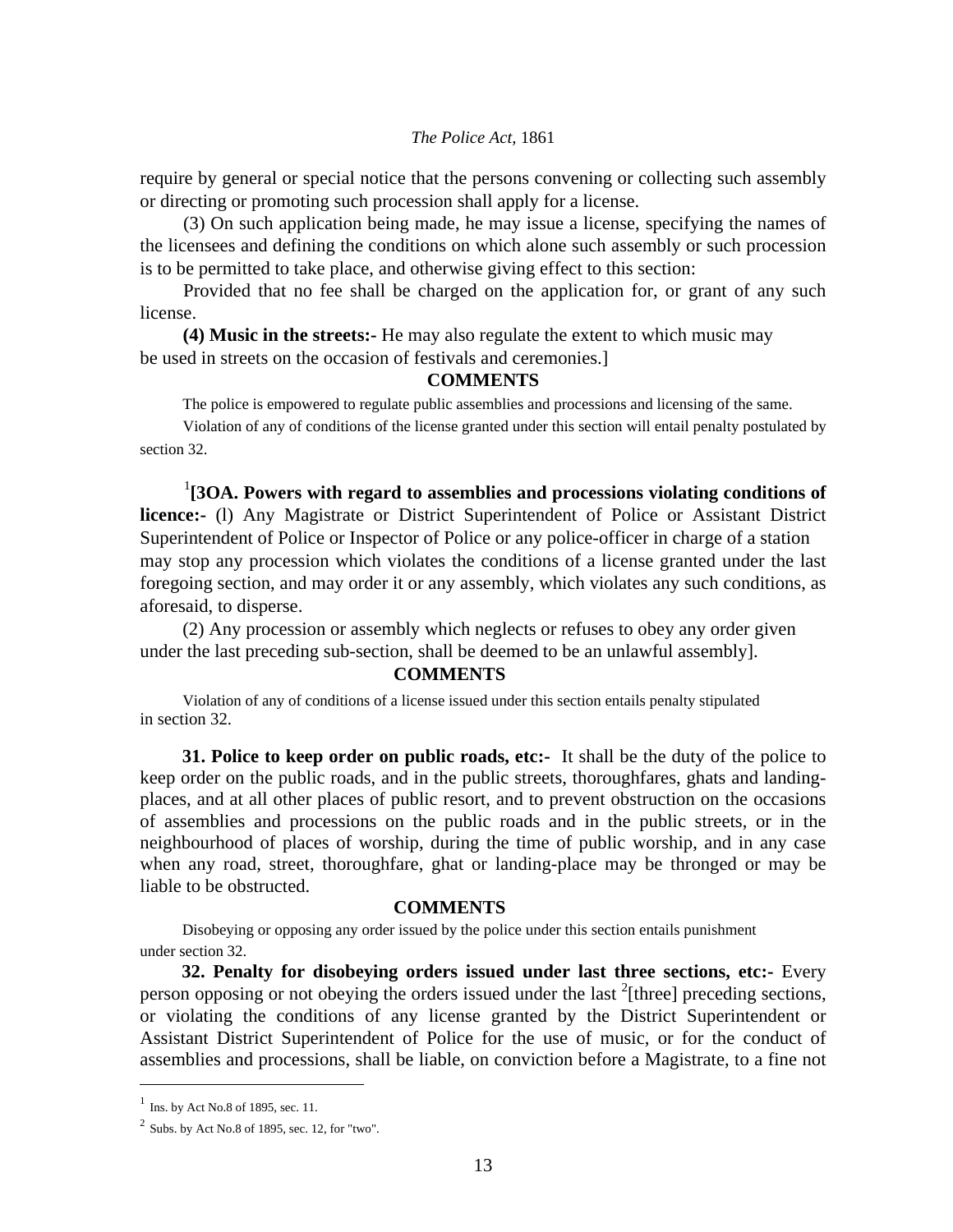require by general or special notice that the persons convening or collecting such assembly or directing or promoting such procession shall apply for a license.

(3) On such application being made, he may issue a license, specifying the names of the licensees and defining the conditions on which alone such assembly or such procession is to be permitted to take place, and otherwise giving effect to this section:

Provided that no fee shall be charged on the application for, or grant of any such license.

**(4) Music in the streets:-** He may also regulate the extent to which music may be used in streets on the occasion of festivals and ceremonies.]

**COMMENTS**

The police is empowered to regulate public assemblies and processions and licensing of the same.

Violation of any of conditions of the license granted under this section will entail penalty postulated by section 32.

[1]**[3OA. Powers with regard to assemblies and processions violating conditions of licence:-** (l) Any Magistrate or District Superintendent of Police or Assistant District Superintendent of Police or Inspector of Police or any police-officer in charge of a station may stop any procession which violates the conditions of a license granted under the last foregoing section, and may order it or any assembly, which violates any such conditions, as aforesaid, to disperse.

(2) Any procession or assembly which neglects or refuses to obey any order given under the last preceding sub-section, shall be deemed to be an unlawful assembly].

**COMMENTS**

Violation of any of conditions of a license issued under this section entails penalty stipulated in section 32.

**31. Police to keep order on public roads, etc:-** It shall be the duty of the police to keep order on the public roads, and in the public streets, thoroughfares, ghats and landing-places, and at all other places of public resort, and to prevent obstruction on the occasions of assemblies and processions on the public roads and in the public streets, or in the neighbourhood of places of worship, during the time of public worship, and in any case when any road, street, thoroughfare, ghat or landing-place may be thronged or may be liable to be obstructed.

**COMMENTS**

Disobeying or opposing any order issued by the police under this section entails punishment under section 32.

**32. Penalty for disobeying orders issued under last three sections, etc:-** Every person opposing or not obeying the orders issued under the last [2][three] preceding sections, or violating the conditions of any license granted by the District Superintendent or Assistant District Superintendent of Police for the use of music, or for the conduct of assemblies and processions, shall be liable, on conviction before a Magistrate, to a fine not

---

[1] Ins. by Act No.8 of 1895, sec. 11.

[2] Subs. by Act No.8 of 1895, sec. 12, for "two".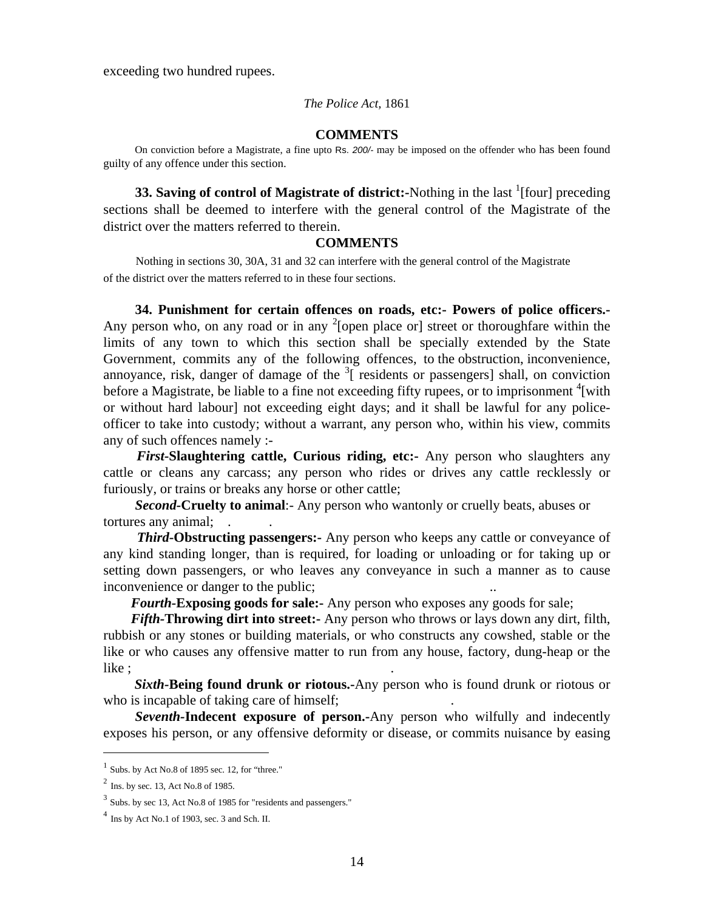exceeding two hundred rupees.

*The Police Act*, 1861

**COMMENTS**

On conviction before a Magistrate, a fine upto Rs. *200/-* may be imposed on the offender who has been found guilty of any offence under this section.

**33. Saving of control of Magistrate of district:-**Nothing in the last [1][four] preceding sections shall be deemed to interfere with the general control of the Magistrate of the district over the matters referred to therein.

**COMMENTS**

Nothing in sections 30, 30A, 31 and 32 can interfere with the general control of the Magistrate of the district over the matters referred to in these four sections.

**34. Punishment for certain offences on roads, etc:- Powers of police officers.-** Any person who, on any road or in any [2][open place or] street or thoroughfare within the limits of any town to which this section shall be specially extended by the State Government, commits any of the following offences, to the obstruction, inconvenience, annoyance, risk, danger of damage of the [3][ residents or passengers] shall, on conviction before a Magistrate, be liable to a fine not exceeding fifty rupees, or to imprisonment [4][with or without hard labour] not exceeding eight days; and it shall be lawful for any police-officer to take into custody; without a warrant, any person who, within his view, commits any of such offences namely :-

***First*-Slaughtering cattle, Curious riding, etc:-** Any person who slaughters any cattle or cleans any carcass; any person who rides or drives any cattle recklessly or furiously, or trains or breaks any horse or other cattle;

***Second*-Cruelty to animal**:- Any person who wantonly or cruelly beats, abuses or tortures any animal;

***Third*-Obstructing passengers:-** Any person who keeps any cattle or conveyance of any kind standing longer, than is required, for loading or unloading or for taking up or setting down passengers, or who leaves any conveyance in such a manner as to cause inconvenience or danger to the public;

***Fourth*-Exposing goods for sale:-** Any person who exposes any goods for sale;

***Fifth*-Throwing dirt into street:-** Any person who throws or lays down any dirt, filth, rubbish or any stones or building materials, or who constructs any cowshed, stable or the like or who causes any offensive matter to run from any house, factory, dung-heap or the like ;

***Sixth*-Being found drunk or riotous.-**Any person who is found drunk or riotous or who is incapable of taking care of himself;

***Seventh*-Indecent exposure of person.-**Any person who wilfully and indecently exposes his person, or any offensive deformity or disease, or commits nuisance by easing

---

[1] Subs. by Act No.8 of 1895 sec. 12, for "three."

[2] Ins. by sec. 13, Act No.8 of 1985.

[3] Subs. by sec 13, Act No.8 of 1985 for "residents and passengers."

[4] Ins by Act No.1 of 1903, sec. 3 and Sch. II.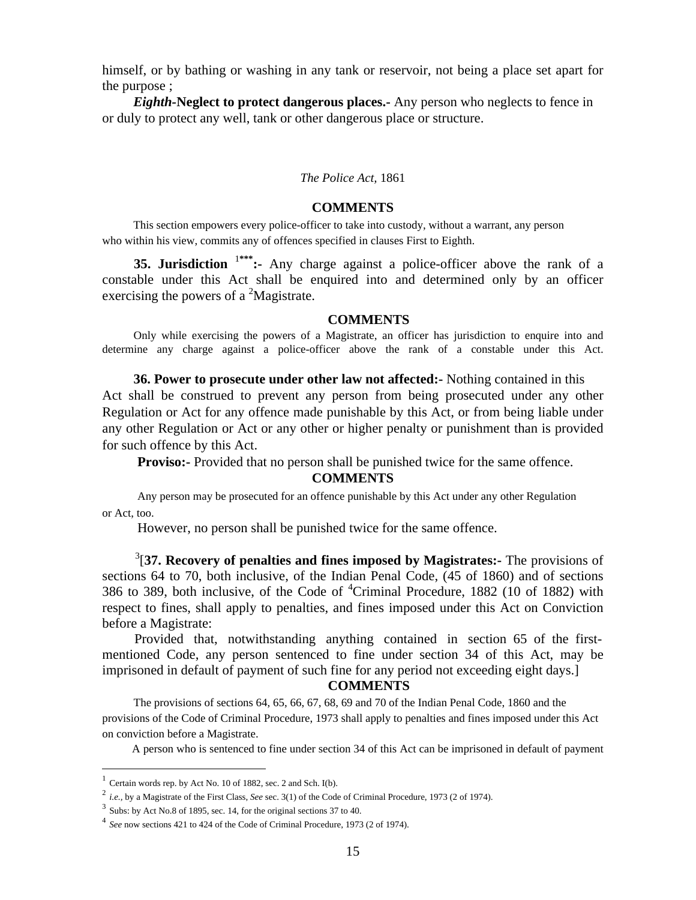himself, or by bathing or washing in any tank or reservoir, not being a place set apart for the purpose ;

***Eighth*-Neglect to protect dangerous places.-** Any person who neglects to fence in or duly to protect any well, tank or other dangerous place or structure.

*The Police Act,* 1861

**COMMENTS**

This section empowers every police-officer to take into custody, without a warrant, any person who within his view, commits any of offences specified in clauses First to Eighth.

**35. Jurisdiction** [1]*****:-** Any charge against a police-officer above the rank of a constable under this Act shall be enquired into and determined only by an officer exercising the powers of a [2]Magistrate.

**COMMENTS**

Only while exercising the powers of a Magistrate, an officer has jurisdiction to enquire into and determine any charge against a police-officer above the rank of a constable under this Act.

**36. Power to prosecute under other law not affected:-** Nothing contained in this Act shall be construed to prevent any person from being prosecuted under any other Regulation or Act for any offence made punishable by this Act, or from being liable under any other Regulation or Act or any other or higher penalty or punishment than is provided for such offence by this Act.

**Proviso:-** Provided that no person shall be punished twice for the same offence.

**COMMENTS**

Any person may be prosecuted for an offence punishable by this Act under any other Regulation or Act, too.

However, no person shall be punished twice for the same offence.

[3][**37. Recovery of penalties and fines imposed by Magistrates:-** The provisions of sections 64 to 70, both inclusive, of the Indian Penal Code, (45 of 1860) and of sections 386 to 389, both inclusive, of the Code of [4]Criminal Procedure, 1882 (10 of 1882) with respect to fines, shall apply to penalties, and fines imposed under this Act on Conviction before a Magistrate:

Provided that, notwithstanding anything contained in section 65 of the first-mentioned Code, any person sentenced to fine under section 34 of this Act, may be imprisoned in default of payment of such fine for any period not exceeding eight days.]

**COMMENTS**

The provisions of sections 64, 65, 66, 67, 68, 69 and 70 of the Indian Penal Code, 1860 and the provisions of the Code of Criminal Procedure, 1973 shall apply to penalties and fines imposed under this Act on conviction before a Magistrate.

A person who is sentenced to fine under section 34 of this Act can be imprisoned in default of payment

---

[1] Certain words rep. by Act No. 10 of 1882, sec. 2 and Sch. I(b).

[2] *i.e.,* by a Magistrate of the First Class, *See* sec. 3(1) of the Code of Criminal Procedure, 1973 (2 of 1974).

[3] Subs: by Act No.8 of 1895, sec. 14, for the original sections 37 to 40.

[4] *See* now sections 421 to 424 of the Code of Criminal Procedure, 1973 (2 of 1974).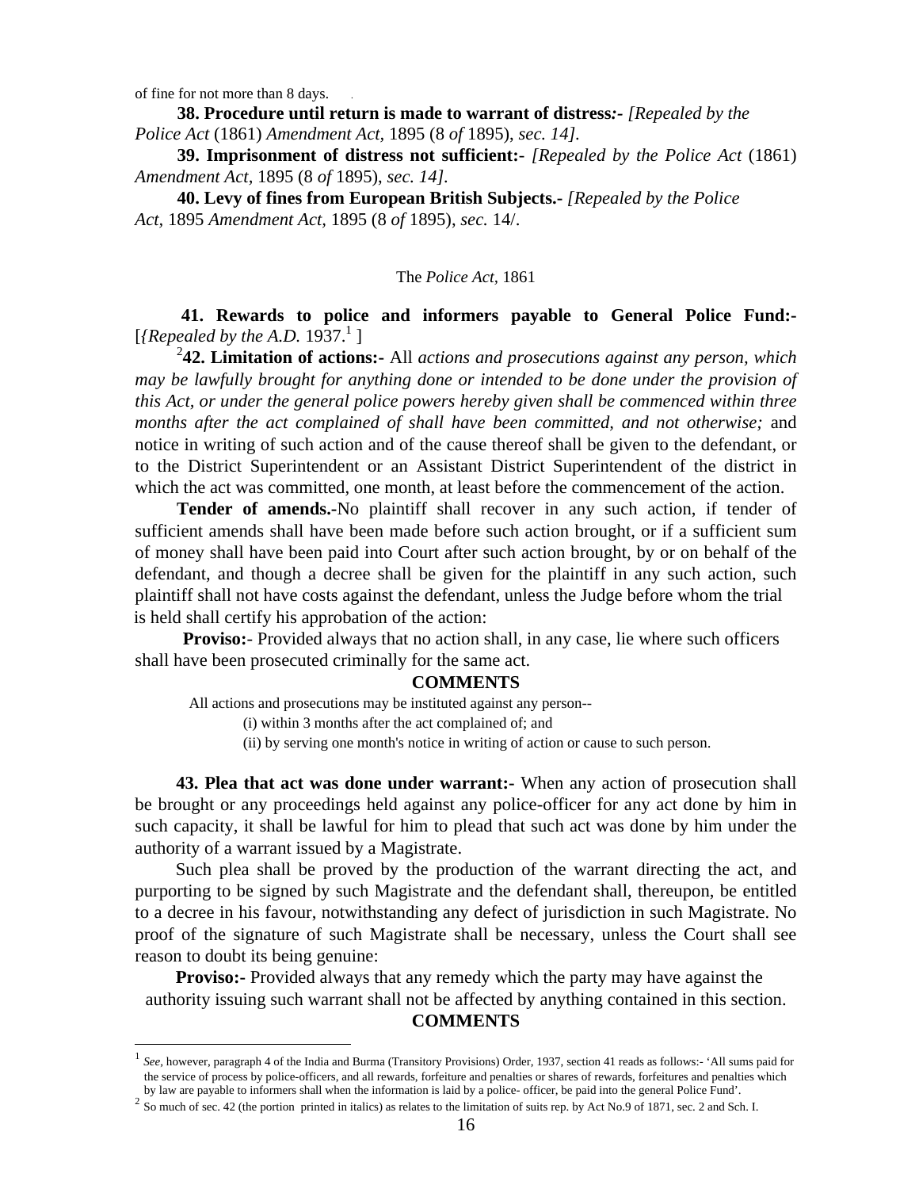of fine for not more than 8 days.

**38. Procedure until return is made to warrant of distress:-** *[Repealed by the Police Act* (1861) *Amendment Act,* 1895 (8 *of* 1895), *sec. 14].*

**39. Imprisonment of distress not sufficient:-** *[Repealed by the Police Act* (1861) *Amendment Act,* 1895 (8 *of* 1895), *sec. 14].*

**40. Levy of fines from European British Subjects.-** *[Repealed by the Police Act,* 1895 *Amendment Act,* 1895 (8 *of* 1895), *sec.* 14/.

The *Police Act,* 1861

**41. Rewards to police and informers payable to General Police Fund:-** [*{Repealed by the A.D.* 1937.[1] ]

[2]**42. Limitation of actions:-** All *actions and prosecutions against any person, which may be lawfully brought for anything done or intended to be done under the provision of this Act, or under the general police powers hereby given shall be commenced within three months after the act complained of shall have been committed, and not otherwise;* and notice in writing of such action and of the cause thereof shall be given to the defendant, or to the District Superintendent or an Assistant District Superintendent of the district in which the act was committed, one month, at least before the commencement of the action.

**Tender of amends.-**No plaintiff shall recover in any such action, if tender of sufficient amends shall have been made before such action brought, or if a sufficient sum of money shall have been paid into Court after such action brought, by or on behalf of the defendant, and though a decree shall be given for the plaintiff in any such action, such plaintiff shall not have costs against the defendant, unless the Judge before whom the trial is held shall certify his approbation of the action:

**Proviso:-** Provided always that no action shall, in any case, lie where such officers shall have been prosecuted criminally for the same act.

**COMMENTS**

All actions and prosecutions may be instituted against any person--

(i) within 3 months after the act complained of; and

(ii) by serving one month's notice in writing of action or cause to such person.

**43. Plea that act was done under warrant:-** When any action of prosecution shall be brought or any proceedings held against any police-officer for any act done by him in such capacity, it shall be lawful for him to plead that such act was done by him under the authority of a warrant issued by a Magistrate.

Such plea shall be proved by the production of the warrant directing the act, and purporting to be signed by such Magistrate and the defendant shall, thereupon, be entitled to a decree in his favour, notwithstanding any defect of jurisdiction in such Magistrate. No proof of the signature of such Magistrate shall be necessary, unless the Court shall see reason to doubt its being genuine:

**Proviso:-** Provided always that any remedy which the party may have against the authority issuing such warrant shall not be affected by anything contained in this section.

**COMMENTS**

---

[1] *See,* however, paragraph 4 of the India and Burma (Transitory Provisions) Order, 1937, section 41 reads as follows:- 'All sums paid for the service of process by police-officers, and all rewards, forfeiture and penalties or shares of rewards, forfeitures and penalties which by law are payable to informers shall when the information is laid by a police- officer, be paid into the general Police Fund'.

[2] So much of sec. 42 (the portion printed in italics) as relates to the limitation of suits rep. by Act No.9 of 1871, sec. 2 and Sch. I.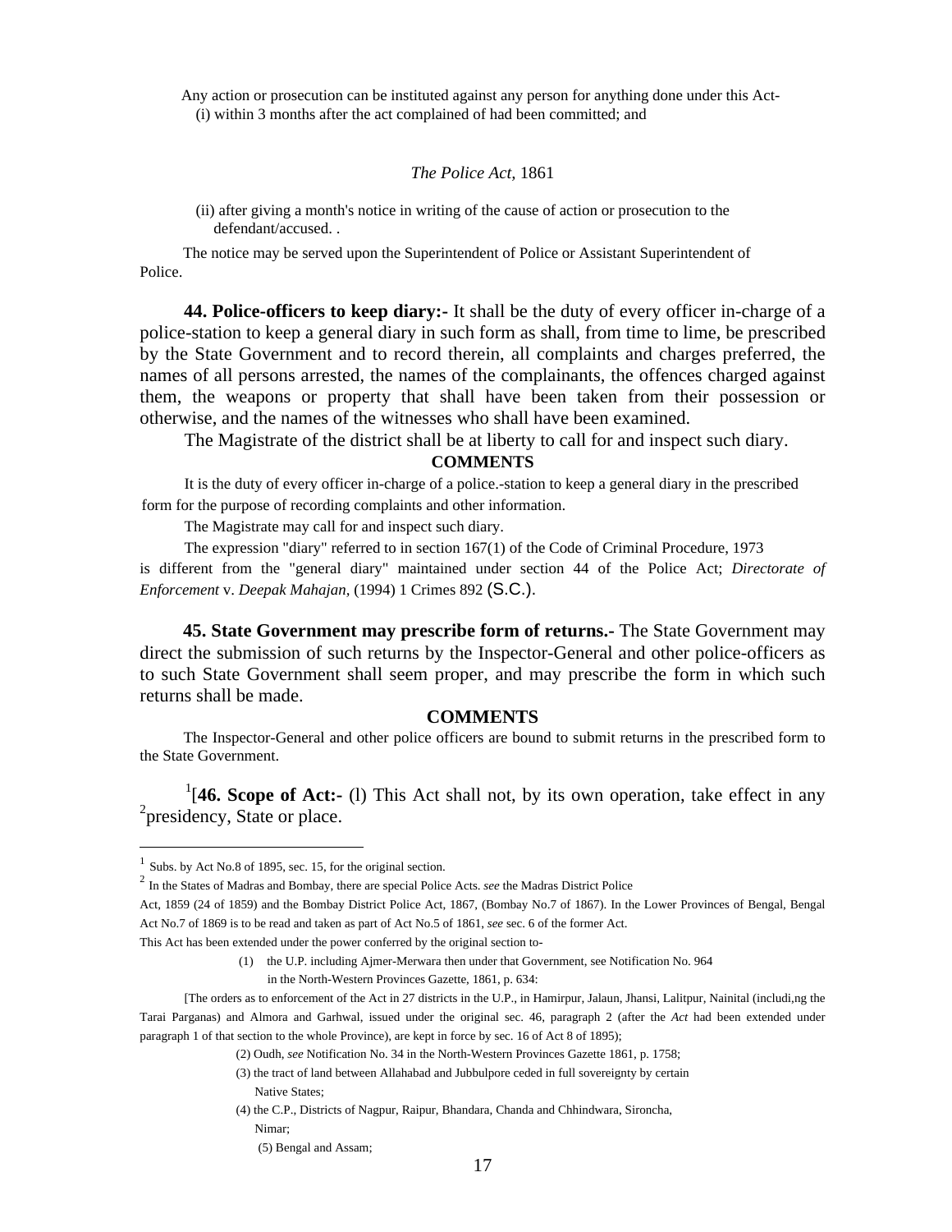Any action or prosecution can be instituted against any person for anything done under this Act-

(i) within 3 months after the act complained of had been committed; and

(ii) after giving a month's notice in writing of the cause of action or prosecution to the defendant/accused. .

The notice may be served upon the Superintendent of Police or Assistant Superintendent of Police.

**44. Police-officers to keep diary:-** It shall be the duty of every officer in-charge of a police-station to keep a general diary in such form as shall, from time to lime, be prescribed by the State Government and to record therein, all complaints and charges preferred, the names of all persons arrested, the names of the complainants, the offences charged against them, the weapons or property that shall have been taken from their possession or otherwise, and the names of the witnesses who shall have been examined.

The Magistrate of the district shall be at liberty to call for and inspect such diary.

**COMMENTS**

It is the duty of every officer in-charge of a police.-station to keep a general diary in the prescribed form for the purpose of recording complaints and other information.

The Magistrate may call for and inspect such diary.

The expression "diary" referred to in section 167(1) of the Code of Criminal Procedure, 1973 is different from the "general diary" maintained under section 44 of the Police Act; *Directorate of Enforcement* v. *Deepak Mahajan*, (1994) 1 Crimes 892 (S.C.).

**45. State Government may prescribe form of returns.-** The State Government may direct the submission of such returns by the Inspector-General and other police-officers as to such State Government shall seem proper, and may prescribe the form in which such returns shall be made.

**COMMENTS**

The Inspector-General and other police officers are bound to submit returns in the prescribed form to the State Government.

[1][**46. Scope of Act:-** (l) This Act shall not, by its own operation, take effect in any [2]presidency, State or place.

---

[1] Subs. by Act No.8 of 1895, sec. 15, for the original section.

[2] In the States of Madras and Bombay, there are special Police Acts. *see* the Madras District Police Act, 1859 (24 of 1859) and the Bombay District Police Act, 1867, (Bombay No.7 of 1867). In the Lower Provinces of Bengal, Bengal Act No.7 of 1869 is to be read and taken as part of Act No.5 of 1861, *see* sec. 6 of the former Act.

This Act has been extended under the power conferred by the original section to-

(1) the U.P. including Ajmer-Merwara then under that Government, see Notification No. 964 in the North-Western Provinces Gazette, 1861, p. 634:

[The orders as to enforcement of the Act in 27 districts in the U.P., in Hamirpur, Jalaun, Jhansi, Lalitpur, Nainital (includi,ng the Tarai Parganas) and Almora and Garhwal, issued under the original sec. 46, paragraph 2 (after the *Act* had been extended under paragraph 1 of that section to the whole Province), are kept in force by sec. 16 of Act 8 of 1895);

(2) Oudh, *see* Notification No. 34 in the North-Western Provinces Gazette 1861, p. 1758;

(3) the tract of land between Allahabad and Jubbulpore ceded in full sovereignty by certain Native States;

(4) the C.P., Districts of Nagpur, Raipur, Bhandara, Chanda and Chhindwara, Sironcha, Nimar;

(5) Bengal and Assam;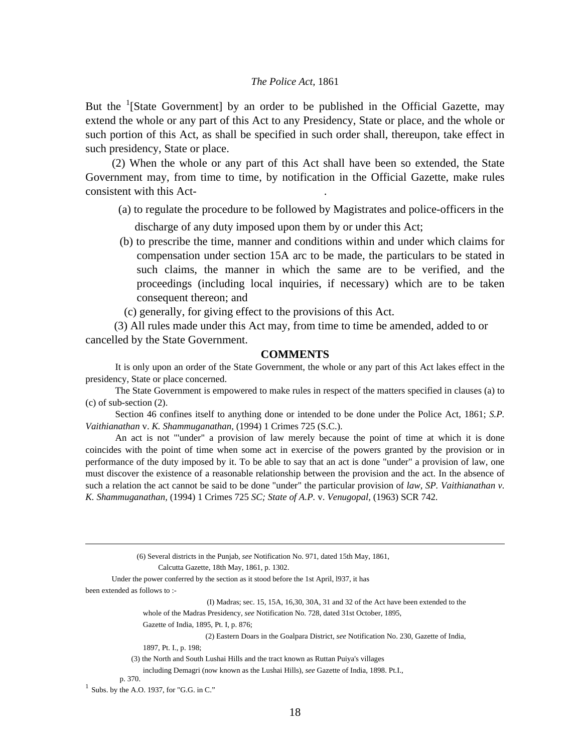But the [1][State Government] by an order to be published in the Official Gazette, may extend the whole or any part of this Act to any Presidency, State or place, and the whole or such portion of this Act, as shall be specified in such order shall, thereupon, take effect in such presidency, State or place.

(2) When the whole or any part of this Act shall have been so extended, the State Government may, from time to time, by notification in the Official Gazette, make rules consistent with this Act-

(a) to regulate the procedure to be followed by Magistrates and police-officers in the discharge of any duty imposed upon them by or under this Act;

(b) to prescribe the time, manner and conditions within and under which claims for compensation under section 15A arc to be made, the particulars to be stated in such claims, the manner in which the same are to be verified, and the proceedings (including local inquiries, if necessary) which are to be taken consequent thereon; and

(c) generally, for giving effect to the provisions of this Act.

(3) All rules made under this Act may, from time to time be amended, added to or cancelled by the State Government.

## COMMENTS

It is only upon an order of the State Government, the whole or any part of this Act lakes effect in the presidency, State or place concerned.

The State Government is empowered to make rules in respect of the matters specified in clauses (a) to (c) of sub-section (2).

Section 46 confines itself to anything done or intended to be done under the Police Act, 1861; *S.P. Vaithianathan* v. *K. Shammuganathan,* (1994) 1 Crimes 725 (S.C.).

An act is not "'under" a provision of law merely because the point of time at which it is done coincides with the point of time when some act in exercise of the powers granted by the provision or in performance of the duty imposed by it. To be able to say that an act is done "under" a provision of law, one must discover the existence of a reasonable relationship between the provision and the act. In the absence of such a relation the act cannot be said to be done "under" the particular provision of *law, SP. Vaithianathan v. K. Shammuganathan,* (1994) 1 Crimes 725 *SC; State of A.P.* v. *Venugopal,* (1963) SCR 742.

---

(6) Several districts in the Punjab, *see* Notification No. 971, dated 15th May, 1861, Calcutta Gazette, 18th May, 1861, p. 1302.

Under the power conferred by the section as it stood before the 1st April, l937, it has been extended as follows to :-

(I) Madras; sec. 15, 15A, 16,30, 30A, 31 and 32 of the Act have been extended to the whole of the Madras Presidency, *see* Notification No. 728, dated 31st October, 1895, Gazette of India, 1895, Pt. I, p. 876;

(2) Eastern Doars in the Goalpara District, *see* Notification No. 230, Gazette of India, 1897, Pt. I., p. 198;

(3) the North and South Lushai Hills and the tract known as Ruttan Puiya's villages including Demagri (now known as the Lushai Hills), *see* Gazette of India, 1898. Pt.I., p. 370.

[1] Subs. by the A.O. 1937, for "G.G. in C."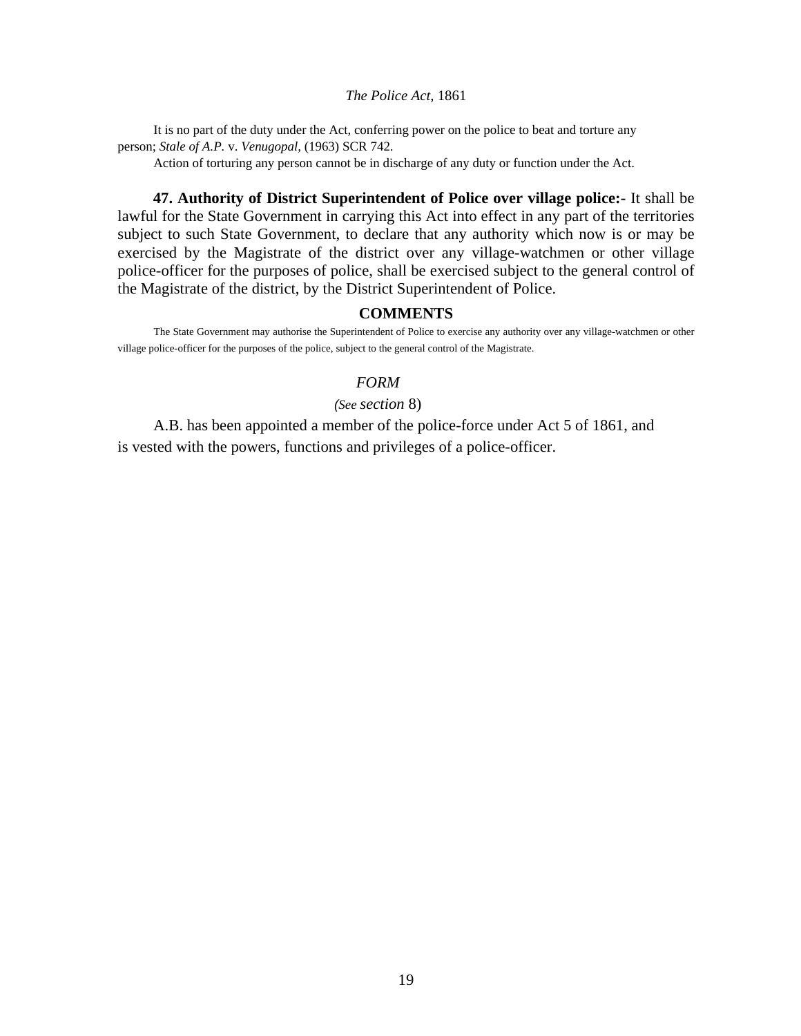It is no part of the duty under the Act, conferring power on the police to beat and torture any person; *Stale of A.P.* v. *Venugopal,* (1963) SCR 742.

Action of torturing any person cannot be in discharge of any duty or function under the Act.

**47. Authority of District Superintendent of Police over village police:-** It shall be lawful for the State Government in carrying this Act into effect in any part of the territories subject to such State Government, to declare that any authority which now is or may be exercised by the Magistrate of the district over any village-watchmen or other village police-officer for the purposes of police, shall be exercised subject to the general control of the Magistrate of the district, by the District Superintendent of Police.

**COMMENTS**

The State Government may authorise the Superintendent of Police to exercise any authority over any village-watchmen or other village police-officer for the purposes of the police, subject to the general control of the Magistrate.

*FORM*

*(See section* 8)

A.B. has been appointed a member of the police-force under Act 5 of 1861, and is vested with the powers, functions and privileges of a police-officer.